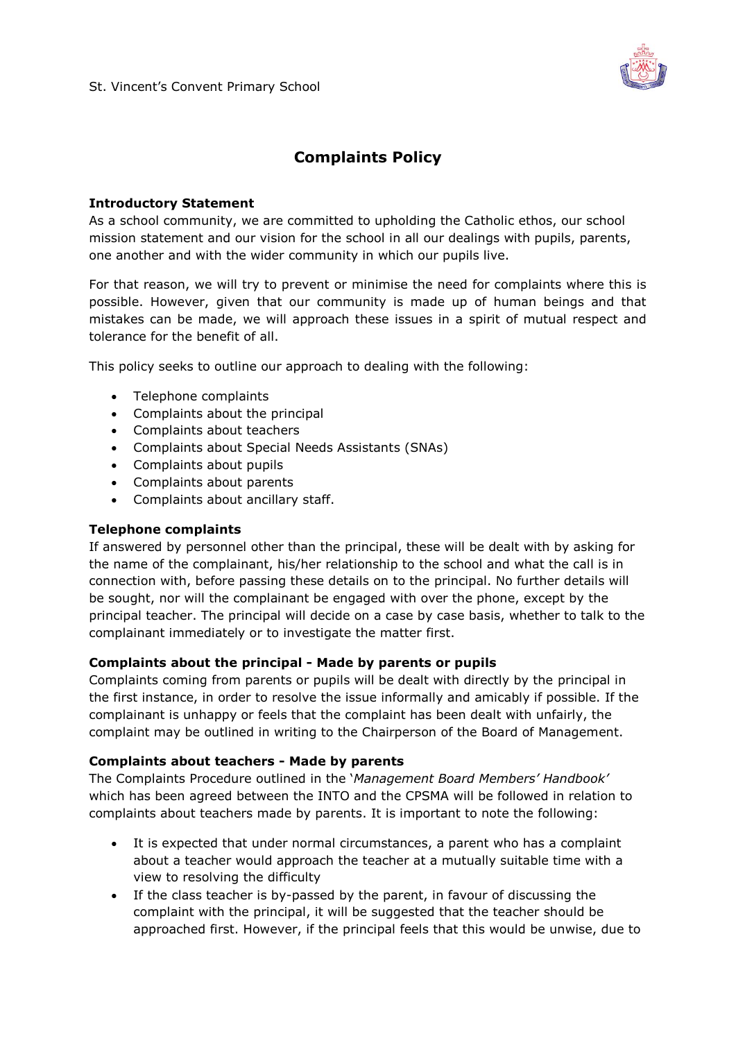St. Vincent's Convent Primary School

# Complaints Policy

**Introductory Statement**

As a school community, we are committed to upholding the Catholic ethos, our school mission statement and our vision for the school in all our dealings with pupils, parents, one another and with the wider community in which our pupils live.

For that reason, we will try to prevent or minimise the need for complaints where this is possible. However, given that our community is made up of human beings and that mistakes can be made, we will approach these issues in a spirit of mutual respect and tolerance for the benefit of all.

This policy seeks to outline our approach to dealing with the following:

- Telephone complaints
- Complaints about the principal
- Complaints about teachers
- Complaints about Special Needs Assistants (SNAs)
- Complaints about pupils
- Complaints about parents
- Complaints about ancillary staff.

**Telephone complaints**

If answered by personnel other than the principal, these will be dealt with by asking for the name of the complainant, his/her relationship to the school and what the call is in connection with, before passing these details on to the principal. No further details will be sought, nor will the complainant be engaged with over the phone, except by the principal teacher. The principal will decide on a case by case basis, whether to talk to the complainant immediately or to investigate the matter first.

**Complaints about the principal - Made by parents or pupils**

Complaints coming from parents or pupils will be dealt with directly by the principal in the first instance, in order to resolve the issue informally and amicably if possible. If the complainant is unhappy or feels that the complaint has been dealt with unfairly, the complaint may be outlined in writing to the Chairperson of the Board of Management.

**Complaints about teachers - Made by parents**

The Complaints Procedure outlined in the '*Management Board Members' Handbook'* which has been agreed between the INTO and the CPSMA will be followed in relation to complaints about teachers made by parents. It is important to note the following:

- It is expected that under normal circumstances, a parent who has a complaint about a teacher would approach the teacher at a mutually suitable time with a view to resolving the difficulty
- If the class teacher is by-passed by the parent, in favour of discussing the complaint with the principal, it will be suggested that the teacher should be approached first. However, if the principal feels that this would be unwise, due to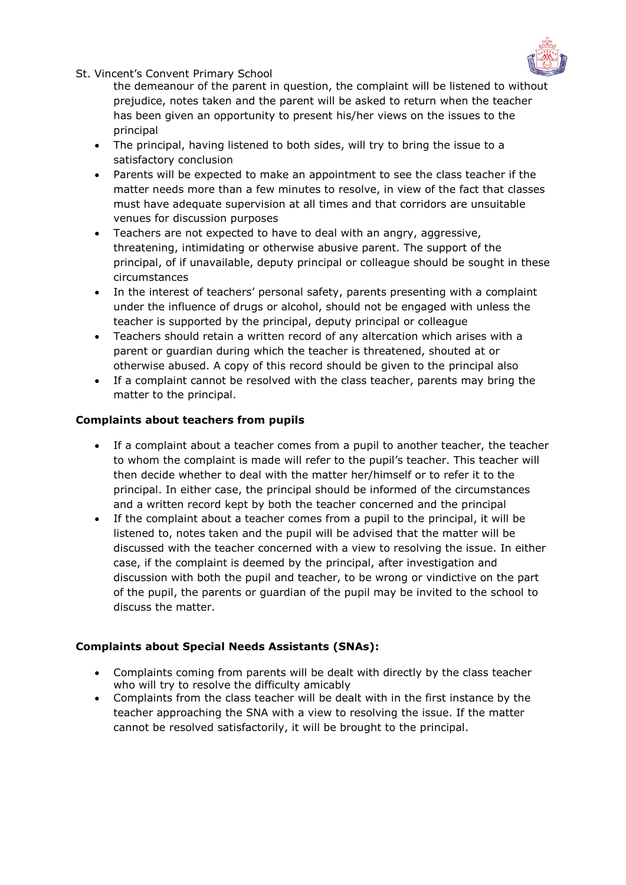the demeanour of the parent in question, the complaint will be listened to without prejudice, notes taken and the parent will be asked to return when the teacher has been given an opportunity to present his/her views on the issues to the principal

- The principal, having listened to both sides, will try to bring the issue to a satisfactory conclusion
- Parents will be expected to make an appointment to see the class teacher if the matter needs more than a few minutes to resolve, in view of the fact that classes must have adequate supervision at all times and that corridors are unsuitable venues for discussion purposes
- Teachers are not expected to have to deal with an angry, aggressive, threatening, intimidating or otherwise abusive parent. The support of the principal, of if unavailable, deputy principal or colleague should be sought in these circumstances
- In the interest of teachers' personal safety, parents presenting with a complaint under the influence of drugs or alcohol, should not be engaged with unless the teacher is supported by the principal, deputy principal or colleague
- Teachers should retain a written record of any altercation which arises with a parent or guardian during which the teacher is threatened, shouted at or otherwise abused. A copy of this record should be given to the principal also
- If a complaint cannot be resolved with the class teacher, parents may bring the matter to the principal.

**Complaints about teachers from pupils**

- If a complaint about a teacher comes from a pupil to another teacher, the teacher to whom the complaint is made will refer to the pupil's teacher. This teacher will then decide whether to deal with the matter her/himself or to refer it to the principal. In either case, the principal should be informed of the circumstances and a written record kept by both the teacher concerned and the principal
- If the complaint about a teacher comes from a pupil to the principal, it will be listened to, notes taken and the pupil will be advised that the matter will be discussed with the teacher concerned with a view to resolving the issue. In either case, if the complaint is deemed by the principal, after investigation and discussion with both the pupil and teacher, to be wrong or vindictive on the part of the pupil, the parents or guardian of the pupil may be invited to the school to discuss the matter.

**Complaints about Special Needs Assistants (SNAs):**

- Complaints coming from parents will be dealt with directly by the class teacher who will try to resolve the difficulty amicably
- Complaints from the class teacher will be dealt with in the first instance by the teacher approaching the SNA with a view to resolving the issue. If the matter cannot be resolved satisfactorily, it will be brought to the principal.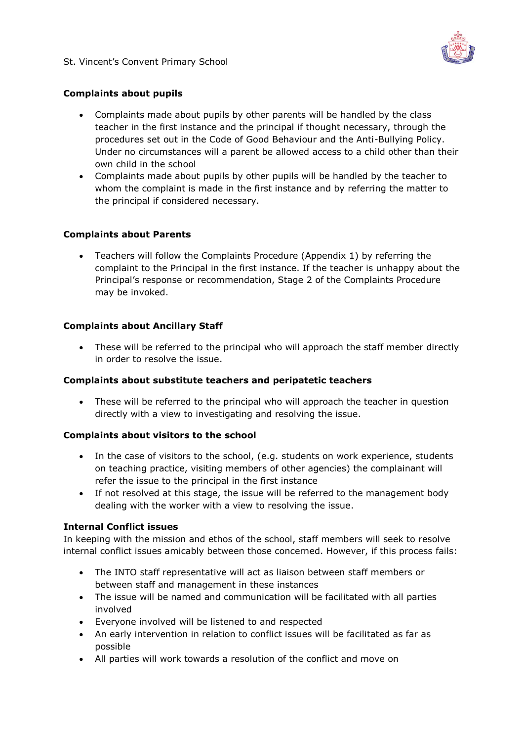### Complaints about pupils

- Complaints made about pupils by other parents will be handled by the class teacher in the first instance and the principal if thought necessary, through the procedures set out in the Code of Good Behaviour and the Anti-Bullying Policy. Under no circumstances will a parent be allowed access to a child other than their own child in the school
- Complaints made about pupils by other pupils will be handled by the teacher to whom the complaint is made in the first instance and by referring the matter to the principal if considered necessary.

### Complaints about Parents

- Teachers will follow the Complaints Procedure (Appendix 1) by referring the complaint to the Principal in the first instance. If the teacher is unhappy about the Principal's response or recommendation, Stage 2 of the Complaints Procedure may be invoked.

### Complaints about Ancillary Staff

- These will be referred to the principal who will approach the staff member directly in order to resolve the issue.

### Complaints about substitute teachers and peripatetic teachers

- These will be referred to the principal who will approach the teacher in question directly with a view to investigating and resolving the issue.

### Complaints about visitors to the school

- In the case of visitors to the school, (e.g. students on work experience, students on teaching practice, visiting members of other agencies) the complainant will refer the issue to the principal in the first instance
- If not resolved at this stage, the issue will be referred to the management body dealing with the worker with a view to resolving the issue.

### Internal Conflict issues

In keeping with the mission and ethos of the school, staff members will seek to resolve internal conflict issues amicably between those concerned. However, if this process fails:

- The INTO staff representative will act as liaison between staff members or between staff and management in these instances
- The issue will be named and communication will be facilitated with all parties involved
- Everyone involved will be listened to and respected
- An early intervention in relation to conflict issues will be facilitated as far as possible
- All parties will work towards a resolution of the conflict and move on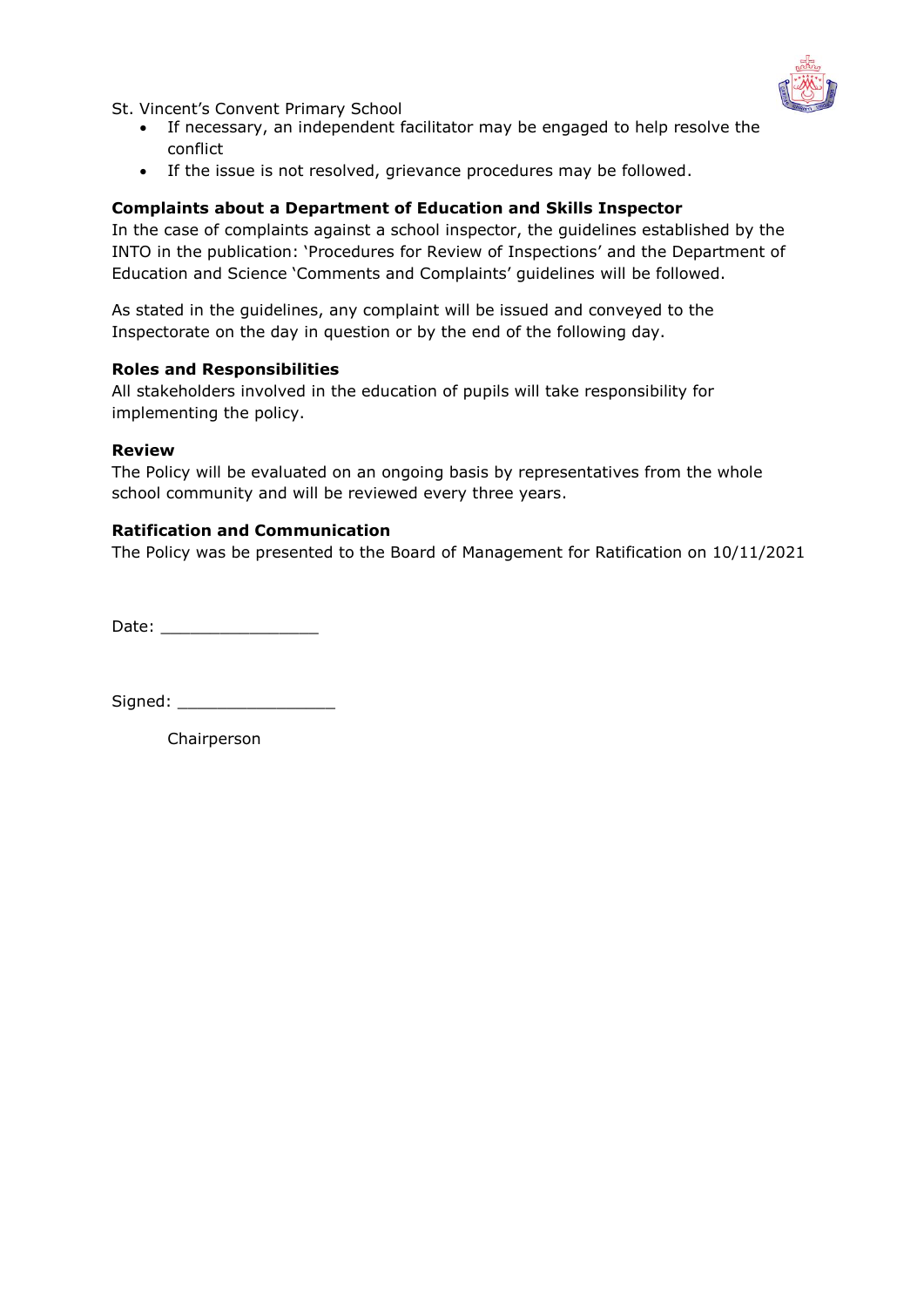- If necessary, an independent facilitator may be engaged to help resolve the conflict
- If the issue is not resolved, grievance procedures may be followed.

**Complaints about a Department of Education and Skills Inspector**

In the case of complaints against a school inspector, the guidelines established by the INTO in the publication: 'Procedures for Review of Inspections' and the Department of Education and Science 'Comments and Complaints' guidelines will be followed.

As stated in the guidelines, any complaint will be issued and conveyed to the Inspectorate on the day in question or by the end of the following day.

**Roles and Responsibilities**

All stakeholders involved in the education of pupils will take responsibility for implementing the policy.

**Review**

The Policy will be evaluated on an ongoing basis by representatives from the whole school community and will be reviewed every three years.

**Ratification and Communication**

The Policy was be presented to the Board of Management for Ratification on 10/11/2021

Date: ________________

Signed: ________________

Chairperson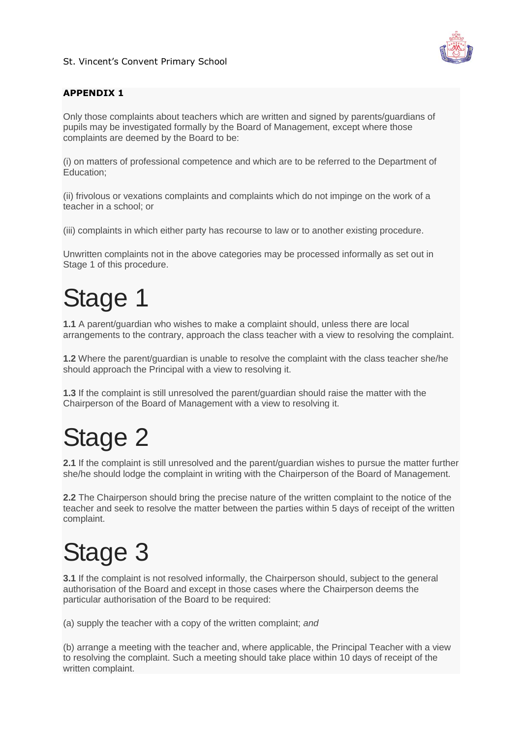**APPENDIX 1**

Only those complaints about teachers which are written and signed by parents/guardians of pupils may be investigated formally by the Board of Management, except where those complaints are deemed by the Board to be:

(i) on matters of professional competence and which are to be referred to the Department of Education;

(ii) frivolous or vexations complaints and complaints which do not impinge on the work of a teacher in a school; or

(iii) complaints in which either party has recourse to law or to another existing procedure.

Unwritten complaints not in the above categories may be processed informally as set out in Stage 1 of this procedure.

# Stage 1

**1.1** A parent/guardian who wishes to make a complaint should, unless there are local arrangements to the contrary, approach the class teacher with a view to resolving the complaint.

**1.2** Where the parent/guardian is unable to resolve the complaint with the class teacher she/he should approach the Principal with a view to resolving it.

**1.3** If the complaint is still unresolved the parent/guardian should raise the matter with the Chairperson of the Board of Management with a view to resolving it.

# Stage 2

**2.1** If the complaint is still unresolved and the parent/guardian wishes to pursue the matter further she/he should lodge the complaint in writing with the Chairperson of the Board of Management.

**2.2** The Chairperson should bring the precise nature of the written complaint to the notice of the teacher and seek to resolve the matter between the parties within 5 days of receipt of the written complaint.

# Stage 3

**3.1** If the complaint is not resolved informally, the Chairperson should, subject to the general authorisation of the Board and except in those cases where the Chairperson deems the particular authorisation of the Board to be required:

(a) supply the teacher with a copy of the written complaint; *and*

(b) arrange a meeting with the teacher and, where applicable, the Principal Teacher with a view to resolving the complaint. Such a meeting should take place within 10 days of receipt of the written complaint.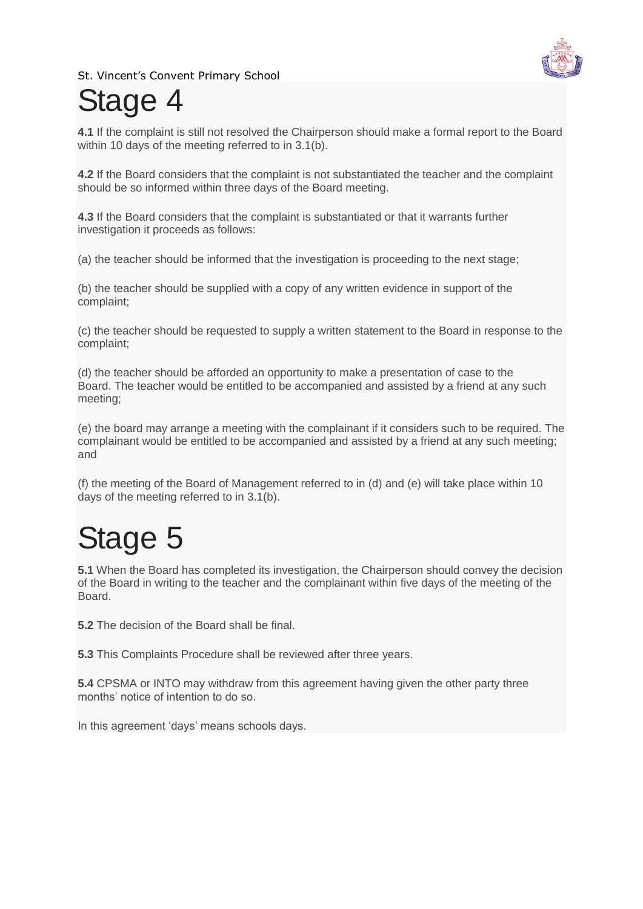# Stage 4

**4.1** If the complaint is still not resolved the Chairperson should make a formal report to the Board within 10 days of the meeting referred to in 3.1(b).

**4.2** If the Board considers that the complaint is not substantiated the teacher and the complaint should be so informed within three days of the Board meeting.

**4.3** If the Board considers that the complaint is substantiated or that it warrants further investigation it proceeds as follows:

(a) the teacher should be informed that the investigation is proceeding to the next stage;

(b) the teacher should be supplied with a copy of any written evidence in support of the complaint;

(c) the teacher should be requested to supply a written statement to the Board in response to the complaint;

(d) the teacher should be afforded an opportunity to make a presentation of case to the Board. The teacher would be entitled to be accompanied and assisted by a friend at any such meeting;

(e) the board may arrange a meeting with the complainant if it considers such to be required. The complainant would be entitled to be accompanied and assisted by a friend at any such meeting; and

(f) the meeting of the Board of Management referred to in (d) and (e) will take place within 10 days of the meeting referred to in 3.1(b).

# Stage 5

**5.1** When the Board has completed its investigation, the Chairperson should convey the decision of the Board in writing to the teacher and the complainant within five days of the meeting of the Board.

**5.2** The decision of the Board shall be final.

**5.3** This Complaints Procedure shall be reviewed after three years.

**5.4** CPSMA or INTO may withdraw from this agreement having given the other party three months' notice of intention to do so.

In this agreement 'days' means schools days.